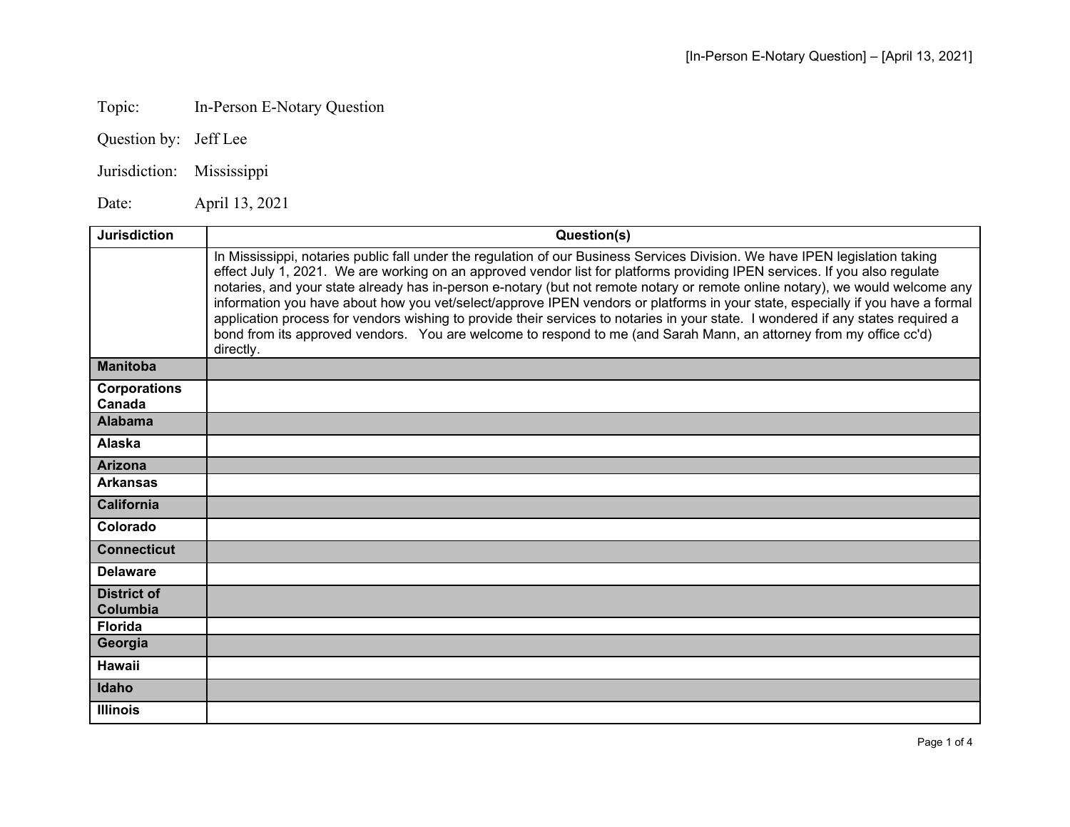Topic: In-Person E-Notary Question

Question by: Jeff Lee

Jurisdiction: Mississippi

Date: April 13, 2021

| Jurisdiction | Question(s) |
|---|---|
| | In Mississippi, notaries public fall under the regulation of our Business Services Division. We have IPEN legislation taking effect July 1, 2021. We are working on an approved vendor list for platforms providing IPEN services. If you also regulate notaries, and your state already has in-person e-notary (but not remote notary or remote online notary), we would welcome any information you have about how you vet/select/approve IPEN vendors or platforms in your state, especially if you have a formal application process for vendors wishing to provide their services to notaries in your state. I wondered if any states required a bond from its approved vendors. You are welcome to respond to me (and Sarah Mann, an attorney from my office cc'd) directly. |
| **Manitoba** | |
| **Corporations Canada** | |
| **Alabama** | |
| **Alaska** | |
| **Arizona** | |
| **Arkansas** | |
| **California** | |
| **Colorado** | |
| **Connecticut** | |
| **Delaware** | |
| **District of Columbia** | |
| **Florida** | |
| **Georgia** | |
| **Hawaii** | |
| **Idaho** | |
| **Illinois** | |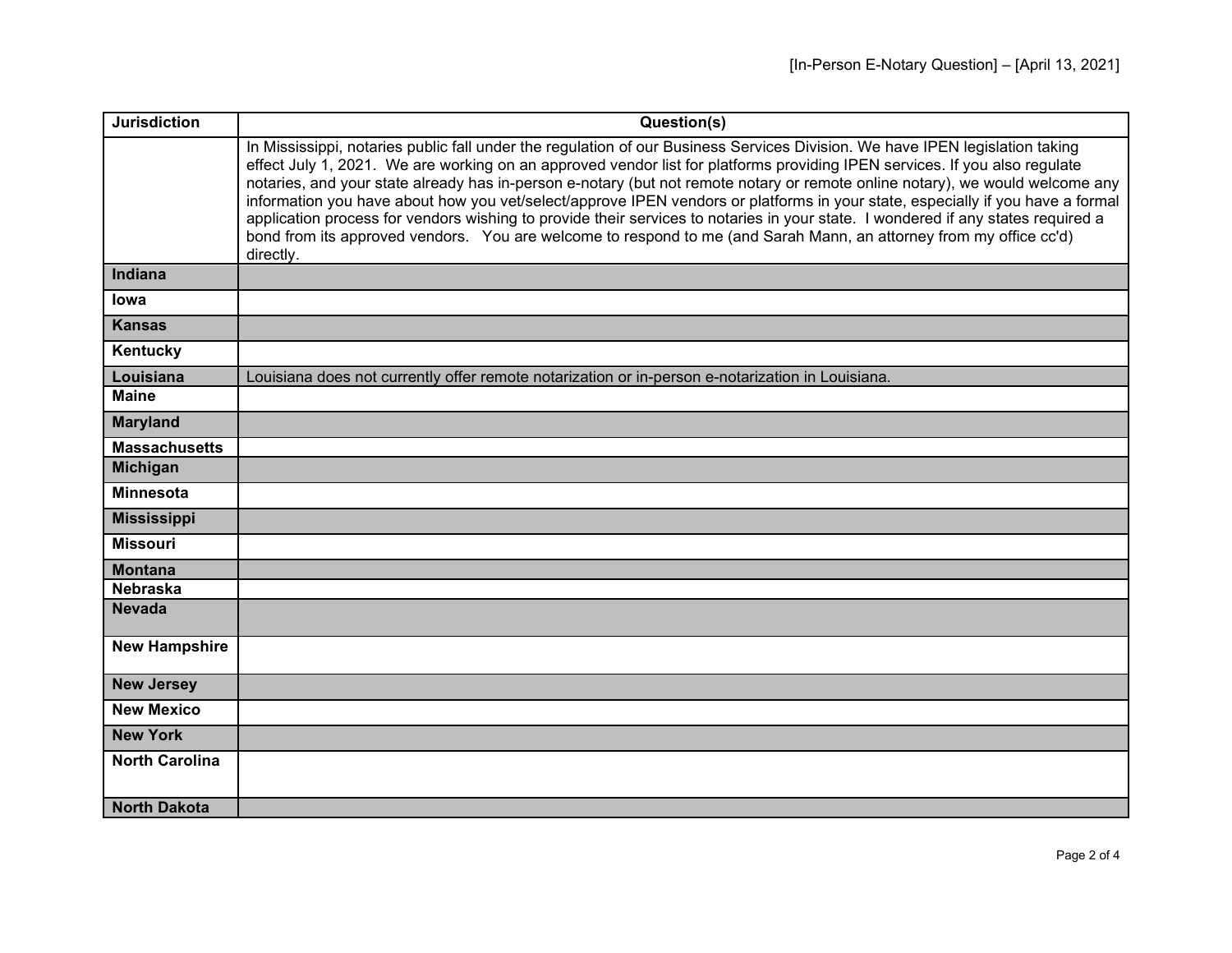| Jurisdiction | Question(s) |
|---|---|
| | In Mississippi, notaries public fall under the regulation of our Business Services Division. We have IPEN legislation taking effect July 1, 2021. We are working on an approved vendor list for platforms providing IPEN services. If you also regulate notaries, and your state already has in-person e-notary (but not remote notary or remote online notary), we would welcome any information you have about how you vet/select/approve IPEN vendors or platforms in your state, especially if you have a formal application process for vendors wishing to provide their services to notaries in your state. I wondered if any states required a bond from its approved vendors. You are welcome to respond to me (and Sarah Mann, an attorney from my office cc'd) directly. |
| **Indiana** | |
| **Iowa** | |
| **Kansas** | |
| **Kentucky** | |
| **Louisiana** | Louisiana does not currently offer remote notarization or in-person e-notarization in Louisiana. |
| **Maine** | |
| **Maryland** | |
| **Massachusetts** | |
| **Michigan** | |
| **Minnesota** | |
| **Mississippi** | |
| **Missouri** | |
| **Montana** | |
| **Nebraska** | |
| **Nevada** | |
| **New Hampshire** | |
| **New Jersey** | |
| **New Mexico** | |
| **New York** | |
| **North Carolina** | |
| **North Dakota** | |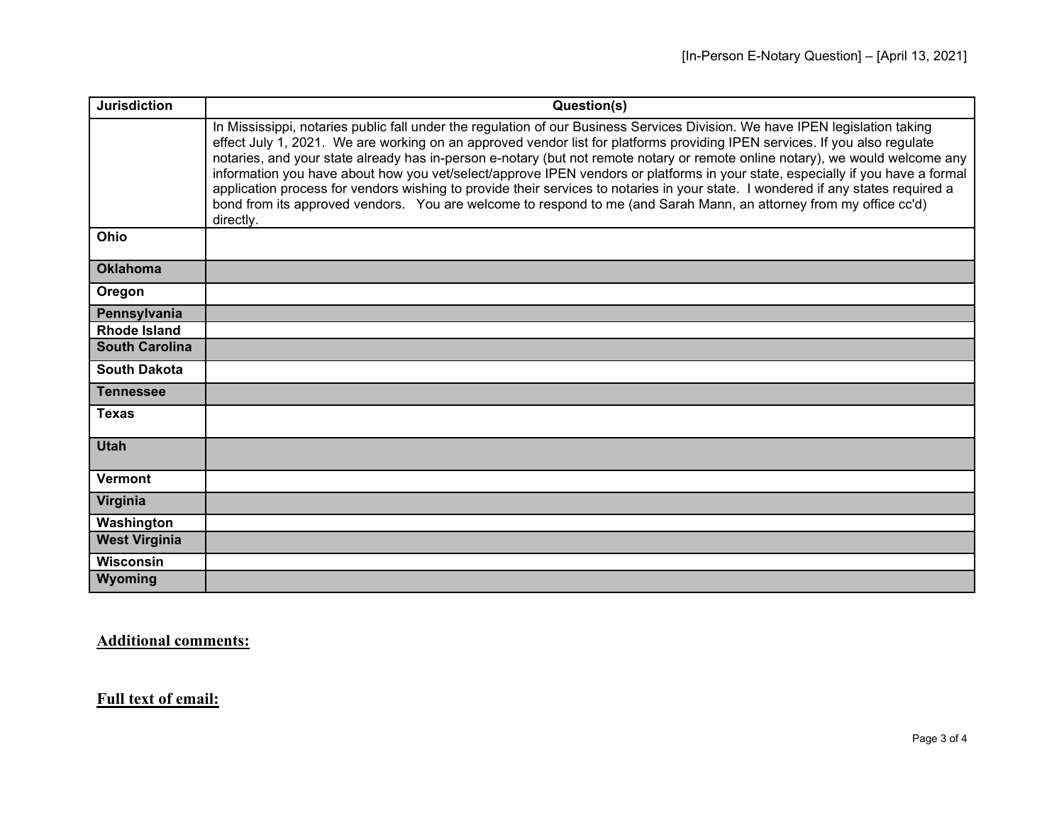| Jurisdiction | Question(s) |
|---|---|
| | In Mississippi, notaries public fall under the regulation of our Business Services Division. We have IPEN legislation taking effect July 1, 2021. We are working on an approved vendor list for platforms providing IPEN services. If you also regulate notaries, and your state already has in-person e-notary (but not remote notary or remote online notary), we would welcome any information you have about how you vet/select/approve IPEN vendors or platforms in your state, especially if you have a formal application process for vendors wishing to provide their services to notaries in your state. I wondered if any states required a bond from its approved vendors. You are welcome to respond to me (and Sarah Mann, an attorney from my office cc'd) directly. |
| **Ohio** | |
| **Oklahoma** | |
| **Oregon** | |
| **Pennsylvania** | |
| **Rhode Island** | |
| **South Carolina** | |
| **South Dakota** | |
| **Tennessee** | |
| **Texas** | |
| **Utah** | |
| **Vermont** | |
| **Virginia** | |
| **Washington** | |
| **West Virginia** | |
| **Wisconsin** | |
| **Wyoming** | |

**Additional comments:**

**Full text of email:**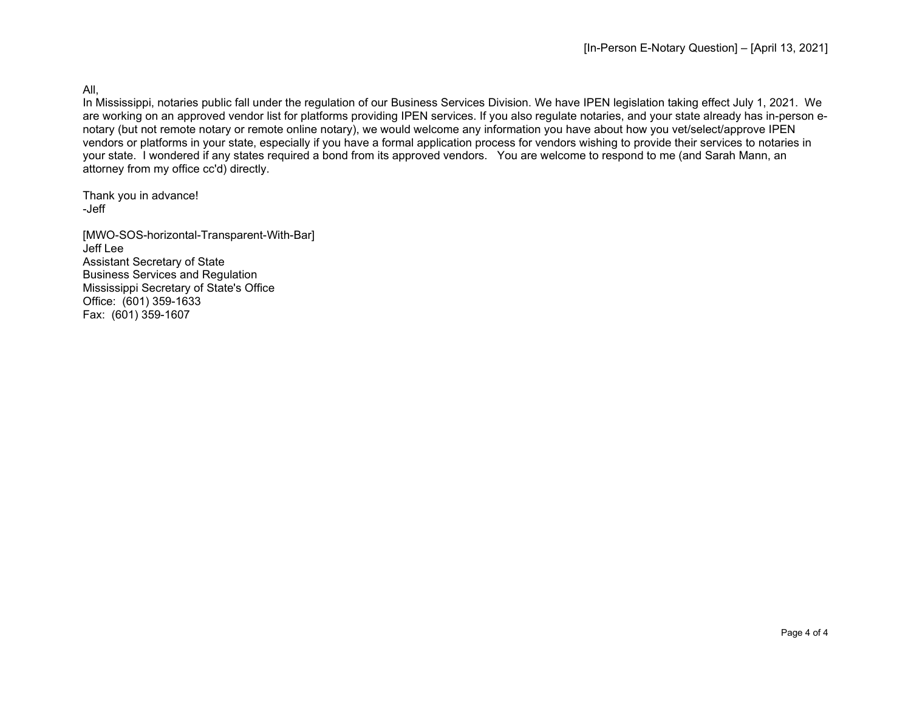[In-Person E-Notary Question] – [April 13, 2021]

All,

In Mississippi, notaries public fall under the regulation of our Business Services Division. We have IPEN legislation taking effect July 1, 2021. We are working on an approved vendor list for platforms providing IPEN services. If you also regulate notaries, and your state already has in-person e-notary (but not remote notary or remote online notary), we would welcome any information you have about how you vet/select/approve IPEN vendors or platforms in your state, especially if you have a formal application process for vendors wishing to provide their services to notaries in your state. I wondered if any states required a bond from its approved vendors. You are welcome to respond to me (and Sarah Mann, an attorney from my office cc'd) directly.

Thank you in advance!
-Jeff

[MWO-SOS-horizontal-Transparent-With-Bar]
Jeff Lee
Assistant Secretary of State
Business Services and Regulation
Mississippi Secretary of State's Office
Office: (601) 359-1633
Fax: (601) 359-1607